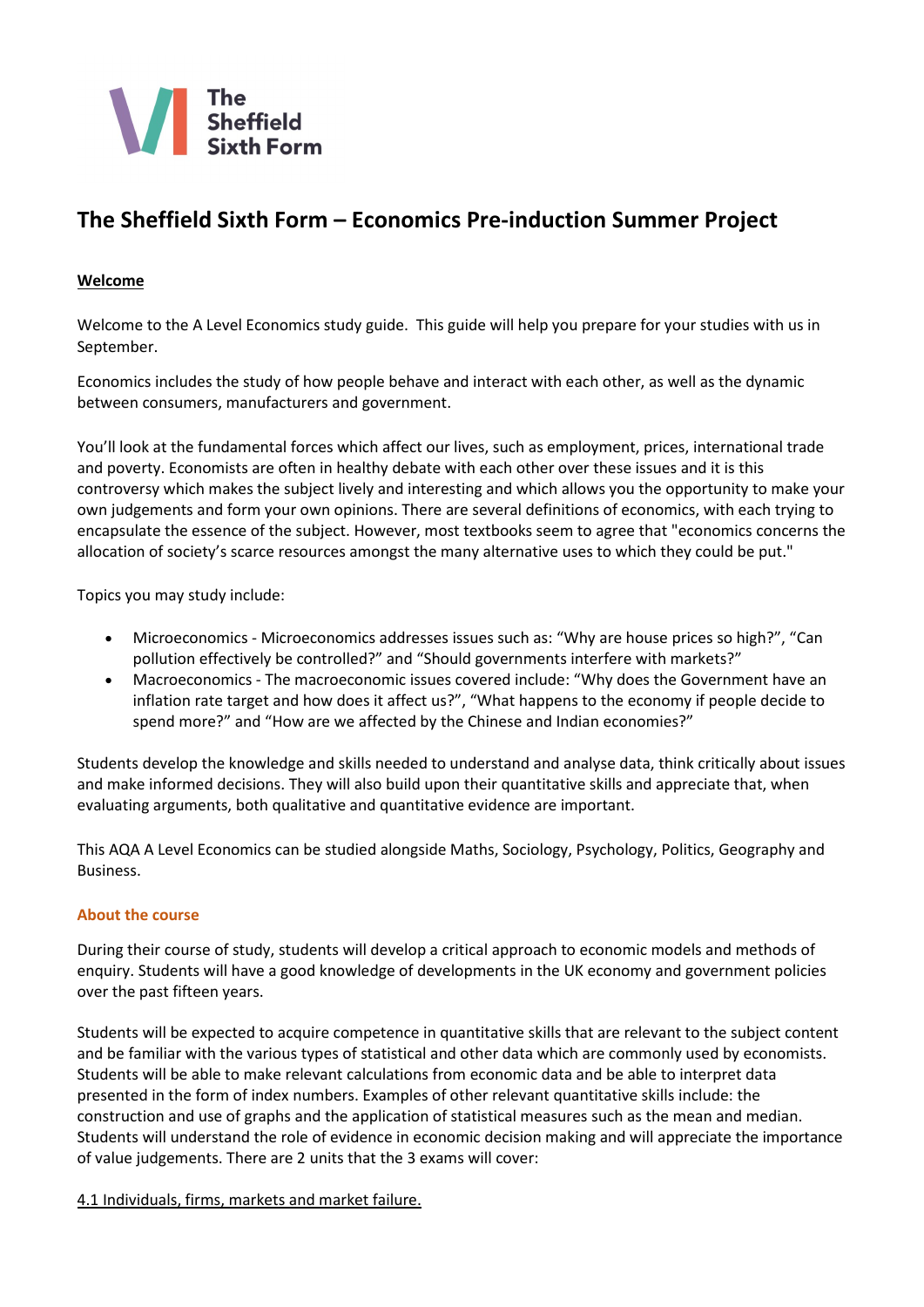The Sheffield Sixth Form

# The Sheffield Sixth Form – Economics Pre-induction Summer Project

**Welcome**

Welcome to the A Level Economics study guide. This guide will help you prepare for your studies with us in September.

Economics includes the study of how people behave and interact with each other, as well as the dynamic between consumers, manufacturers and government.

You'll look at the fundamental forces which affect our lives, such as employment, prices, international trade and poverty. Economists are often in healthy debate with each other over these issues and it is this controversy which makes the subject lively and interesting and which allows you the opportunity to make your own judgements and form your own opinions. There are several definitions of economics, with each trying to encapsulate the essence of the subject. However, most textbooks seem to agree that "economics concerns the allocation of society's scarce resources amongst the many alternative uses to which they could be put."

Topics you may study include:

- Microeconomics - Microeconomics addresses issues such as: "Why are house prices so high?", "Can pollution effectively be controlled?" and "Should governments interfere with markets?"
- Macroeconomics - The macroeconomic issues covered include: "Why does the Government have an inflation rate target and how does it affect us?", "What happens to the economy if people decide to spend more?" and "How are we affected by the Chinese and Indian economies?"

Students develop the knowledge and skills needed to understand and analyse data, think critically about issues and make informed decisions. They will also build upon their quantitative skills and appreciate that, when evaluating arguments, both qualitative and quantitative evidence are important.

This AQA A Level Economics can be studied alongside Maths, Sociology, Psychology, Politics, Geography and Business.

## About the course

During their course of study, students will develop a critical approach to economic models and methods of enquiry. Students will have a good knowledge of developments in the UK economy and government policies over the past fifteen years.

Students will be expected to acquire competence in quantitative skills that are relevant to the subject content and be familiar with the various types of statistical and other data which are commonly used by economists. Students will be able to make relevant calculations from economic data and be able to interpret data presented in the form of index numbers. Examples of other relevant quantitative skills include: the construction and use of graphs and the application of statistical measures such as the mean and median. Students will understand the role of evidence in economic decision making and will appreciate the importance of value judgements. There are 2 units that the 3 exams will cover:

4.1 Individuals, firms, markets and market failure.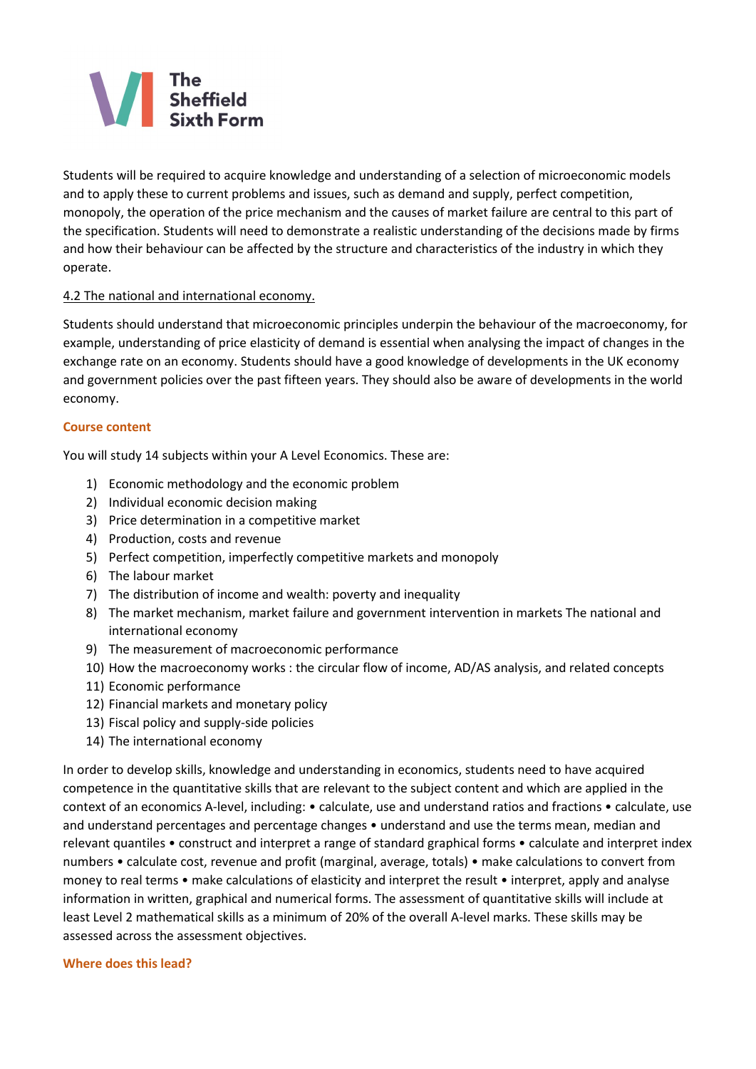Students will be required to acquire knowledge and understanding of a selection of microeconomic models and to apply these to current problems and issues, such as demand and supply, perfect competition, monopoly, the operation of the price mechanism and the causes of market failure are central to this part of the specification. Students will need to demonstrate a realistic understanding of the decisions made by firms and how their behaviour can be affected by the structure and characteristics of the industry in which they operate.

4.2 The national and international economy.

Students should understand that microeconomic principles underpin the behaviour of the macroeconomy, for example, understanding of price elasticity of demand is essential when analysing the impact of changes in the exchange rate on an economy. Students should have a good knowledge of developments in the UK economy and government policies over the past fifteen years. They should also be aware of developments in the world economy.

## Course content

You will study 14 subjects within your A Level Economics. These are:

1) Economic methodology and the economic problem
2) Individual economic decision making
3) Price determination in a competitive market
4) Production, costs and revenue
5) Perfect competition, imperfectly competitive markets and monopoly
6) The labour market
7) The distribution of income and wealth: poverty and inequality
8) The market mechanism, market failure and government intervention in markets The national and international economy
9) The measurement of macroeconomic performance
10) How the macroeconomy works : the circular flow of income, AD/AS analysis, and related concepts
11) Economic performance
12) Financial markets and monetary policy
13) Fiscal policy and supply-side policies
14) The international economy

In order to develop skills, knowledge and understanding in economics, students need to have acquired competence in the quantitative skills that are relevant to the subject content and which are applied in the context of an economics A-level, including: • calculate, use and understand ratios and fractions • calculate, use and understand percentages and percentage changes • understand and use the terms mean, median and relevant quantiles • construct and interpret a range of standard graphical forms • calculate and interpret index numbers • calculate cost, revenue and profit (marginal, average, totals) • make calculations to convert from money to real terms • make calculations of elasticity and interpret the result • interpret, apply and analyse information in written, graphical and numerical forms. The assessment of quantitative skills will include at least Level 2 mathematical skills as a minimum of 20% of the overall A-level marks. These skills may be assessed across the assessment objectives.

## Where does this lead?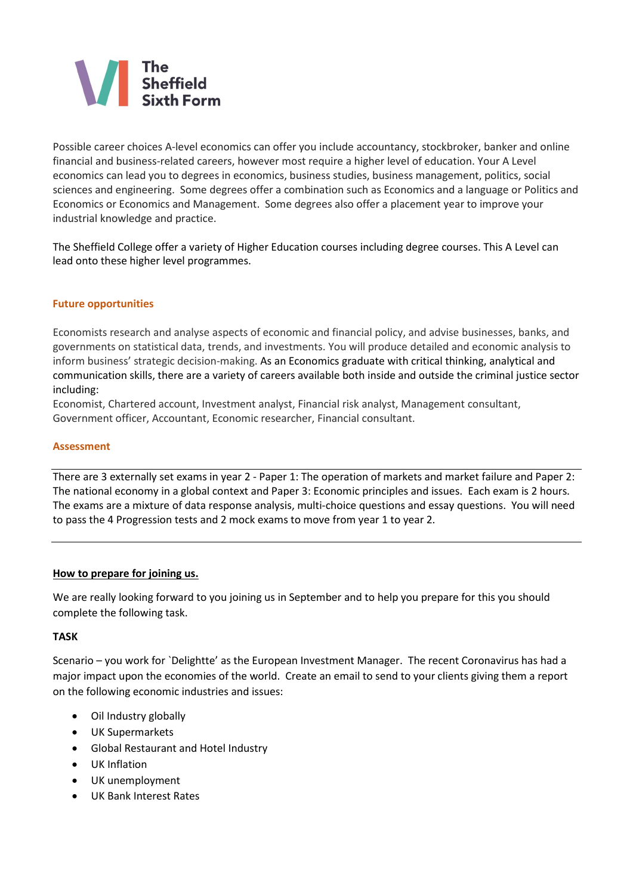The Sheffield Sixth Form

Possible career choices A-level economics can offer you include accountancy, stockbroker, banker and online financial and business-related careers, however most require a higher level of education. Your A Level economics can lead you to degrees in economics, business studies, business management, politics, social sciences and engineering. Some degrees offer a combination such as Economics and a language or Politics and Economics or Economics and Management. Some degrees also offer a placement year to improve your industrial knowledge and practice.

The Sheffield College offer a variety of Higher Education courses including degree courses. This A Level can lead onto these higher level programmes.

### Future opportunities

Economists research and analyse aspects of economic and financial policy, and advise businesses, banks, and governments on statistical data, trends, and investments. You will produce detailed and economic analysis to inform business' strategic decision-making. As an Economics graduate with critical thinking, analytical and communication skills, there are a variety of careers available both inside and outside the criminal justice sector including:
Economist, Chartered account, Investment analyst, Financial risk analyst, Management consultant, Government officer, Accountant, Economic researcher, Financial consultant.

### Assessment

There are 3 externally set exams in year 2 - Paper 1: The operation of markets and market failure and Paper 2: The national economy in a global context and Paper 3: Economic principles and issues. Each exam is 2 hours. The exams are a mixture of data response analysis, multi-choice questions and essay questions. You will need to pass the 4 Progression tests and 2 mock exams to move from year 1 to year 2.

---

**<u>How to prepare for joining us.</u>**

We are really looking forward to you joining us in September and to help you prepare for this you should complete the following task.

**TASK**

Scenario – you work for `Delightte' as the European Investment Manager. The recent Coronavirus has had a major impact upon the economies of the world. Create an email to send to your clients giving them a report on the following economic industries and issues:

- Oil Industry globally
- UK Supermarkets
- Global Restaurant and Hotel Industry
- UK Inflation
- UK unemployment
- UK Bank Interest Rates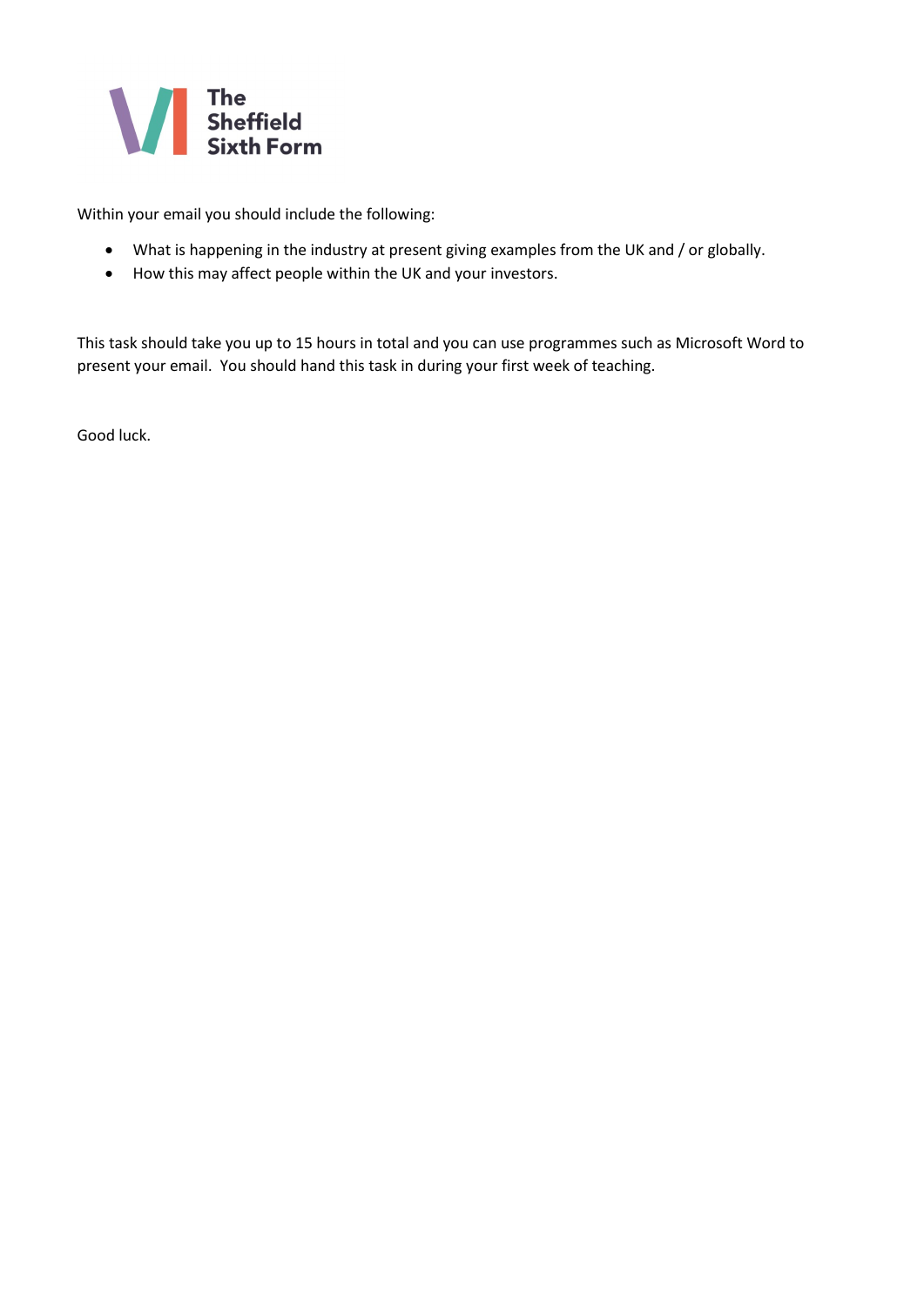The Sheffield Sixth Form

Within your email you should include the following:

- What is happening in the industry at present giving examples from the UK and / or globally.
- How this may affect people within the UK and your investors.

This task should take you up to 15 hours in total and you can use programmes such as Microsoft Word to present your email. You should hand this task in during your first week of teaching.

Good luck.